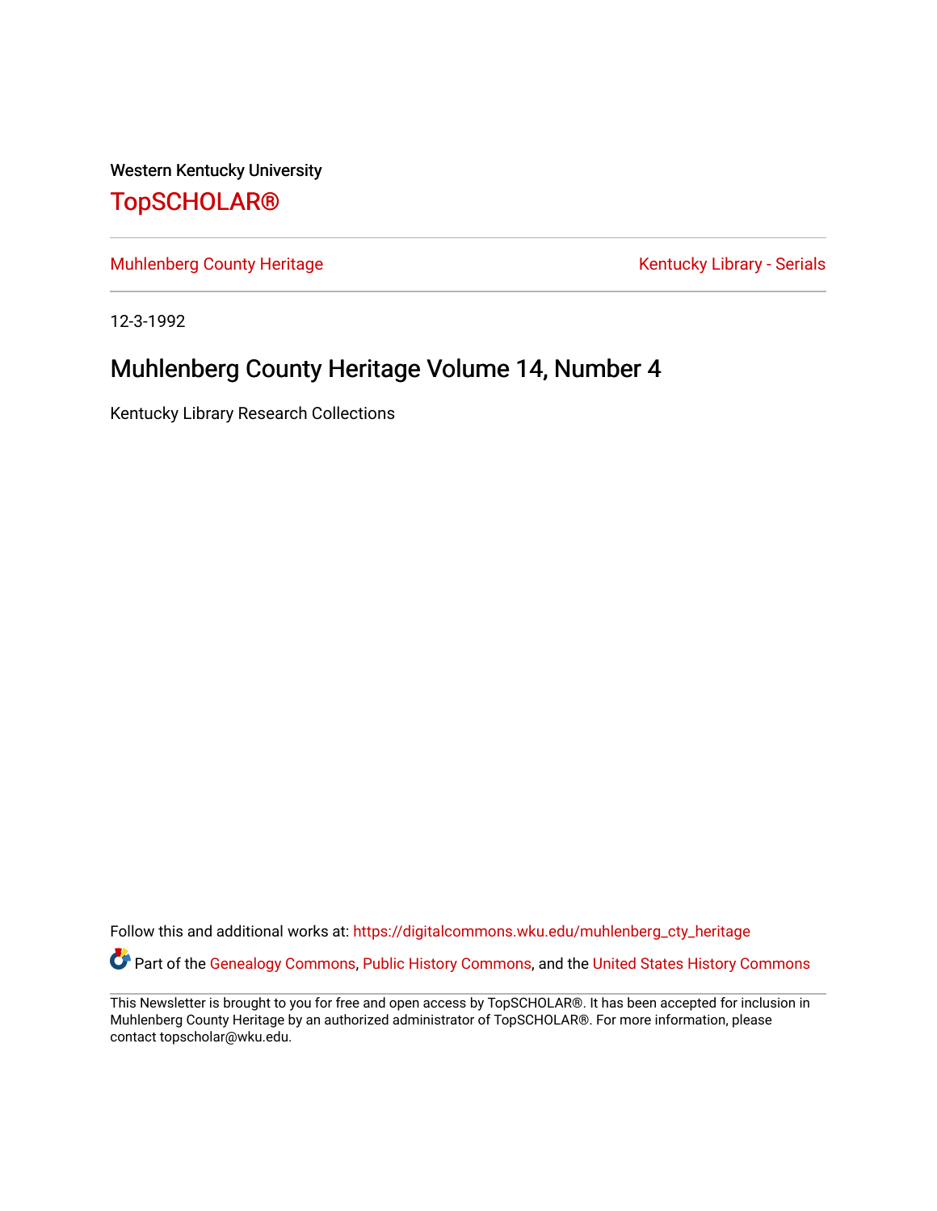Western Kentucky University

# TopSCHOLAR®

Muhlenberg County Heritage | Kentucky Library - Serials

12-3-1992

## Muhlenberg County Heritage Volume 14, Number 4

Kentucky Library Research Collections

Follow this and additional works at: https://digitalcommons.wku.edu/muhlenberg_cty_heritage

Part of the Genealogy Commons, Public History Commons, and the United States History Commons

This Newsletter is brought to you for free and open access by TopSCHOLAR®. It has been accepted for inclusion in Muhlenberg County Heritage by an authorized administrator of TopSCHOLAR®. For more information, please contact topscholar@wku.edu.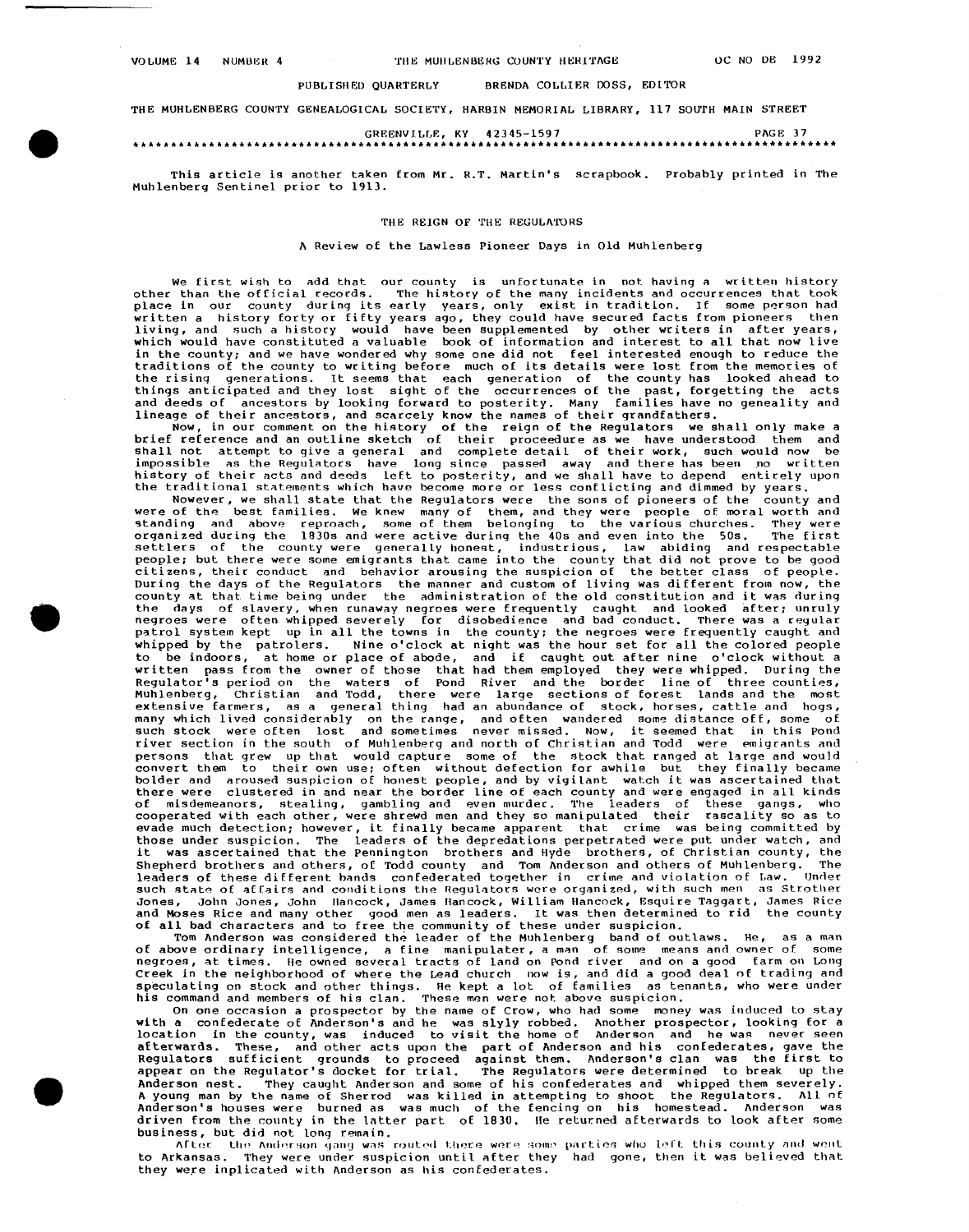This article is another taken from Mr. R.T. Martin's scrapbook. Probably printed in The Muhlenberg Sentinel prior to 1913.

# THE REIGN OF THE REGULATORS

## A Review of the Lawless Pioneer Days in Old Muhlenberg

We first wish to add that our county is unfortunate in not having a written history other than the official records. The history of the many incidents and occurrences that took place in our county during its early years, only exist in tradition. If some person had written a history forty or fifty years ago, they could have secured facts from pioneers then living, and such a history would have been supplemented by other writers in after years, which would have constituted a valuable book of information and interest to all that now live in the county; and we have wondered why some one did not feel interested enough to reduce the traditions of the county to writing before much of its details were lost from the memories of the rising generations. It seems that each generation of the county has looked ahead to things anticipated and they lost sight of the occurrences of the past, forgetting the acts and deeds of ancestors by looking forward to posterity. Many families have no geneality and lineage of their ancestors, and scarcely know the names of their grandfathers.

Now, in our comment on the history of the reign of the Regulators we shall only make a brief reference and an outline sketch of their proceedure as we have understood them and shall not attempt to give a general and complete detail of their work, such would now be impossible as the Regulators have long since passed away and there has been no written history of their acts and deeds left to posterity, and we shall have to depend entirely upon the traditional statements which have become more or less conflicting and dimmed by years.

Nowever, we shall state that the Regulators were the sons of pioneers of the county and were of the best families. We knew many of them, and they were people of moral worth and standing and above reproach, some of them belonging to the various churches. They were organized during the 1830s and were active during the 40s and even into the 50s. The first settlers of the county were generally honest, industrious, law abiding and respectable people; but there were some emigrants that came into the county that did not prove to be good citizens, their conduct and behavior arousing the suspicion of the better class of people. During the days of the Regulators the manner and custom of living was different from now, the county at that time being under the administration of the old constitution and it was during the days of slavery, when runaway negroes were frequently caught and looked after; unruly negroes were often whipped severely for disobedience and bad conduct. There was a regular patrol system kept up in all the towns in the county; the negroes were frequently caught and whipped by the patrolers. Nine o'clock at night was the hour set for all the colored people to be indoors, at home or place of abode, and if caught out after nine o'clock without a written pass from the owner of those that had them employed they were whipped. During the Regulator's period on the waters of Pond River and the border line of three counties, Muhlenberg, Christian and Todd, there were large sections of forest lands and the most extensive farmers, as a general thing had an abundance of stock, horses, cattle and hogs, many which lived considerably on the range, and often wandered some distance off, some of such stock were often lost and sometimes never missed. Now, it seemed that in this Pond river section in the south of Muhlenberg and north of Christian and Todd were emigrants and persons that grew up that would capture some of the stock that ranged at large and would convert them to their own use; often without defection for awhile but they finally became bolder and aroused suspicion of honest people, and by vigilant watch it was ascertained that there were clustered in and near the border line of each county and were engaged in all kinds of misdemeanors, stealing, gambling and even murder. The leaders of these gangs, who cooperated with each other, were shrewd men and they so manipulated their rascality so as to evade much detection; however, it finally became apparent that crime was being committed by those under suspicion. The leaders of the depredations perpetrated were put under watch, and it was ascertained that the Pennington brothers and Hyde brothers, of Christian county, the Shepherd brothers and others, of Todd county and Tom Anderson and others of Muhlenberg. The leaders of these different bands confederated together in crime and violation of Law. Under such state of affairs and conditions the Regulators were organized, with such men as Strother Jones, John Jones, John Hancock, James Hancock, William Hancock, Esquire Taggart, James Rice and Moses Rice and many other good men as leaders. It was then determined to rid the county of all bad characters and to free the community of these under suspicion.

Tom Anderson was considered the leader of the Muhlenberg band of outlaws. He, as a man of above ordinary intelligence, a fine manipulater, a man of some means and owner of some negroes, at times. He owned several tracts of land on Pond river and on a good farm on Long Creek in the neighborhood of where the Lead church now is, and did a good deal of trading and speculating on stock and other things. He kept a lot of families as tenants, who were under his command and members of his clan. These men were not above suspicion.

On one occasion a prospector by the name of Crow, who had some money was induced to stay with a confederate of Anderson's and he was slyly robbed. Another prospector, looking for a location in the county, was induced to visit the home of Anderson and he was never seen afterwards. These, and other acts upon the part of Anderson and his confederates, gave the Regulators sufficient grounds to proceed against them. Anderson's clan was the first to appear on the Regulator's docket for trial. The Regulators were determined to break up the Anderson nest. They caught Anderson and some of his confederates and whipped them severely. A young man by the name of Sherrod was killed in attempting to shoot the Regulators. All of Anderson's houses were burned as was much of the fencing on his homestead. Anderson was driven from the county in the latter part of 1830. He returned afterwards to look after some business, but did not long remain.

After the Anderson gang was routed there were some parties who left this county and went to Arkansas. They were under suspicion until after they had gone, then it was believed that they were inplicated with Anderson as his confederates.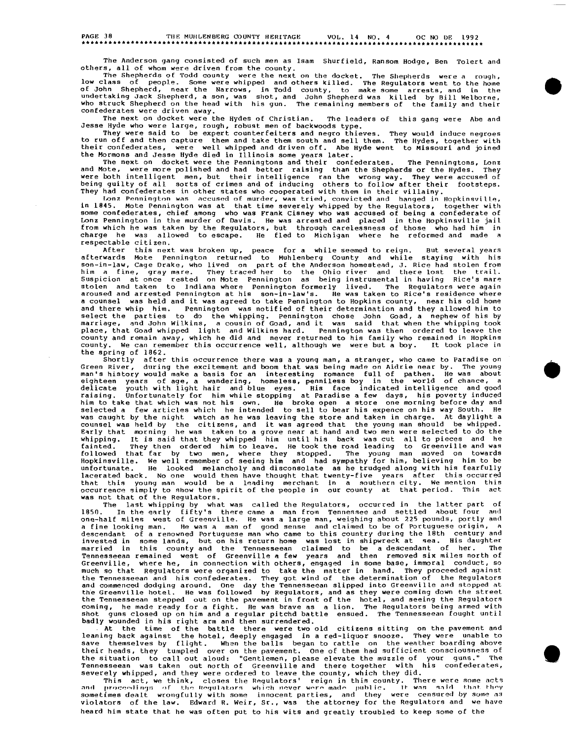The Anderson gang consisted of such men as Isam Shurfield, Ransom Hodge, Ben Tolert and others, all of whom were driven from the county.

The Shepherds of Todd county were the next on the docket. The Shepherds were a rough, low class of people. Some were whipped and others killed. The Regulators went to the home of John Shepherd, near the Narrows, in Todd county, to make some arrests, and in the undertaking Jack Shepherd, a son, was shot, and John Shepherd was killed by Bill Welborne, who struck Shepherd on the head with his gun. The remaining members of the family and their confederates were driven away.

The next on docket were the Hydes of Christian. The leaders of this gang were Abe and Jesse Hyde who were large, rough, robust men of backwoods type.

They were said to be expert counterfeiters and negro thieves. They would induce negroes to run off and then capture them and take them south and sell them. The Hydes, together with their confederates, were well whipped and driven off. Abe Hyde went to Missouri and joined the Mormons and Jesse Hyde died in Illinois some years later.

The next on docket were the Penningtons and their confederates. The Penningtons, Lonz and Mote, were more polished and had better raising than the Shepherds or the Hydes. They were both intelligent men, but their intelligence ran the wrong way. They were accused of being guilty of all sorts of crimes and of inducing others to follow after their footsteps. They had confederates in other states who cooperated with them in their villainy.

Lonz Pennington was accused of murder, was tried, convicted and hanged in Hopkinsville, in 1845. Mote Pennington was at that time severely whipped by the Regulators, together with some confederates, chief among who was Frank Cisney who was accused of being a confederate of Lonz Pennington in the murder of Davis. He was arrested and placed in the Hopkinsville jail from which he was taken by the Regulators, but through carelessness of those who had him in charge he was allowed to escape. He fled to Michigan where he reformed and made a respectable citizen.

After this next was broken up, peace for a while seemed to reign. But several years afterwards Mote Pennington returned to Muhlenberg County and while staying with his son-in-law, Cage Drake, who lived on part of the Anderson homestead, J. Rice had stolen from him a fine, gray mare. They traced her to the Ohio river and there lost the trail. Suspicion at once rested on Mote Pennington as being instrumental in having Rice's mare stolen and taken to Indiana where Pennington formerly lived. The Regulators were again aroused and arrested Pennington at his son-in-law's. He was taken to Rice's residence where a counsel was held and it was agreed to take Pennington to Hopkins county, near his old home and there whip him. Pennington was notified of their determination and they allowed him to select the parties to do the whipping. Pennington chose John Goad, a nephew of his by marriage, and John Wilkins, a cousin of Goad, and it was said that when the whipping took place, that Goad whipped light and Wilkins hard. Pennington was then ordered to leave the county and remain away, which he did and never returned to his family who remained in Hopkins county. We can remember this occurrence well, although we were but a boy. It took place in the spring of 1862.

Shortly after this occurrence there was a young man, a stranger, who came to Paradise on Green River, during the excitement and boom that was being made on Aldrie near by. The young man's history would make a basis for an interesting romance full of pathes. He was about eighteen years of age, a wandering, homeless, penniless boy in the world of chance, a delicate youth with light hair and blue eyes. His face indicated intelligence and good raising. Unfortunately for him while stopping at Paradise a few days, his poverty induced him to take that which was not his own. He broke open a store one morning before day and selected a few articles which he intended to sell to bear his expence on his way South. He was caught by the night watch as he was leaving the store and taken in charge. At daylight a counsel was held by the citizens, and it was agreed that the young man should be whipped. Early that morning he was taken to a grove near at hand and two men were selected to do the whipping. It is said that they whipped him until his back was cut all to pieces and he fainted. They then ordered him to leave. He took the road leading to Greenville and was followed that far by two men, where they stopped. The young man moved on towards Hopkinsville. We well remember of seeing him and had sympathy for him, believing him to be unfortunate. He looked melancholy and disconsolate as he trudged along with his fearfully lacerated back. No one would then have thought that twenty-five years after this occurred that this young man would be a leading merchant in a southern city. We mention this occurrence simply to show the spirit of the people in our county at that period. This act was not that of the Regulators.

The last whipping by what was called the Regulators, occurred in the latter part of 1850. In the early fifty's there came a man from Tennessee and settled about four and one-half miles west of Greenville. He was a large man, weighing about 225 pounds, portly and a fine looking man. He was a man of good sense and claimed to be of Portuguese origin, a descendant of a renowned Portuguese man who came to this country during the 18th century and invested in some lands, but on his return home was lost in shipwreck at sea. His daughter married in this county and the Tennesseean claimed to be a descendant of her. The Tennesseean remained west of Greenville a few years and then removed six miles north of Greenville, where he, in connection with others, engaged in some base, immoral conduct, so much so that Regulators were organized to take the matter in hand. They proceeded against the Tennesseean and his confederates. They got wind of the determination of the Regulators and commenced dodging around. One day the Tennesseean slipped into Greenville and stopped at the Greenville hotel. He was followed by Regulators, and as they were coming down the street the Tennesseean stepped out on the pavement in front of the hotel, and seeing the Regulators coming, he made ready for a fight. He was brave as a lion. The Regulators being armed with shot guns closed up on him and a regular pitchd battle ensued. The Tennesseean fought until badly wounded in his right arm and then surrendered.

At the time of the battle there were two old citizens sitting on the pavement and leaning back against the hotel, deeply engaged in a red-liquor snooze. They were unable to save themselves by flight. When the balls began to rattle on the weather boarding above their heads, they tumpled over on the pavement. One of them had sufficient consciousness of the situation to call out aloud: "Gentlemen, please elevate the muzzle of your guns." The Tennesseean was taken out north of Greenville and there together with his confederates, severely whipped, and they were ordered to leave the county, which they did.

This act, we think, closes the Regulators' reign in this county. There were some acts and proceedings of the Regulators which never were made public. It was said that they sometimes dealt wrongfully with some innocent parties, and they were censured by some as violators of the law. Edward R. Weir, Sr., was the attorney for the Regulators and we have heard him state that he was often put to his wits and greatly troubled to keep some of the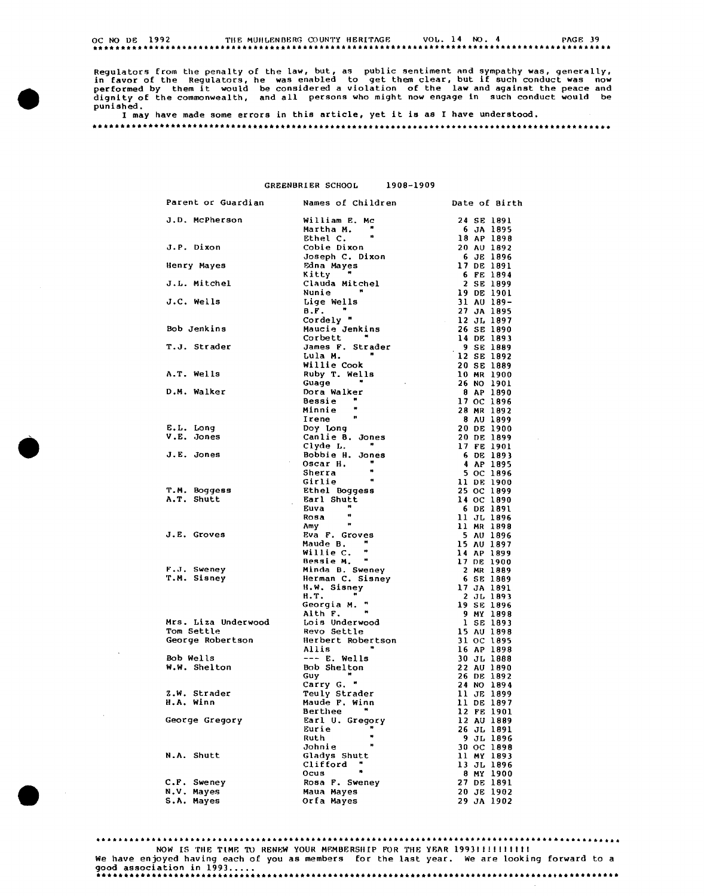Regulators from the penalty of the law, but, as public sentiment and sympathy was, generally, in favor of the Regulators, he was enabled to get them clear, but if such conduct was now performed by them it would be considered a violation of the law and against the peace and dignity of the commonwealth, and all persons who might now engage in such conduct would be punished.

I may have made some errors in this article, yet it is as I have understood.

***

## GREENBRIER SCHOOL 1908-1909

| Parent or Guardian | Names of Children | Date of Birth |
|---|---|---|
| J.D. McPherson | William E. Mc | 24 SE 1891 |
| | Martha M. " | 6 JA 1895 |
| | Ethel C. " | 18 AP 1898 |
| J.P. Dixon | Cobie Dixon | 20 AU 1892 |
| | Joseph C. Dixon | 6 JE 1896 |
| Henry Mayes | Edna Mayes | 17 DE 1891 |
| | Kitty " | 6 FE 1894 |
| J.L. Mitchel | Clauda Mitchel | 2 SE 1899 |
| | Nunie " | 19 DE 1901 |
| J.C. Wells | Lige Wells | 31 AU 189- |
| | B.F. " | 27 JA 1895 |
| | Cordely " | 12 JL 1897 |
| Bob Jenkins | Maucie Jenkins | 26 SE 1890 |
| | Corbett " | 14 DE 1893 |
| T.J. Strader | James F. Strader | 9 SE 1889 |
| | Lula M. " | 12 SE 1892 |
| | Willie Cook | 20 SE 1889 |
| A.T. Wells | Ruby T. Wells | 10 MR 1900 |
| | Guage " | 26 NO 1901 |
| D.M. Walker | Dora Walker | 8 AP 1890 |
| | Bessie " | 17 OC 1896 |
| | Minnie " | 28 MR 1892 |
| | Irene " | 8 AU 1899 |
| E.L. Long | Doy Long | 20 DE 1900 |
| V.E. Jones | Canlie B. Jones | 20 DE 1899 |
| | Clyde L. " | 17 FE 1901 |
| J.E. Jones | Bobbie H. Jones | 6 DE 1893 |
| | Oscar H. " | 4 AP 1895 |
| | Sherra " | 5 OC 1896 |
| | Girlie " | 11 DE 1900 |
| T.M. Boggess | Ethel Boggess | 25 OC 1899 |
| A.T. Shutt | Earl Shutt | 14 OC 1890 |
| | Euva " | 6 DE 1891 |
| | Rosa " | 11 JL 1896 |
| | Amy " | 11 MR 1898 |
| J.E. Groves | Eva F. Groves | 5 AU 1896 |
| | Maude B. " | 15 AU 1897 |
| | Willie C. " | 14 AP 1899 |
| | Bessie M. " | 17 DE 1900 |
| F.J. Sweney | Minda B. Sweney | 2 MR 1889 |
| T.M. Sisney | Herman C. Sisney | 6 SE 1889 |
| | H.W. Sisney | 17 JA 1891 |
| | H.T. " | 2 JL 1893 |
| | Georgia M. " | 19 SE 1896 |
| | Alth F. " | 9 MY 1898 |
| Mrs. Liza Underwood | Lois Underwood | 1 SE 1893 |
| Tom Settle | Revo Settle | 15 AU 1898 |
| George Robertson | Herbert Robertson | 31 OC 1895 |
| | Allis " | 16 AP 1898 |
| Bob Wells | --- E. Wells | 30 JL 1888 |
| W.W. Shelton | Bob Shelton | 22 AU 1890 |
| | Guy " | 26 DE 1892 |
| | Carry G. " | 24 NO 1894 |
| Z.W. Strader | Teuly Strader | 11 JE 1899 |
| H.A. Winn | Maude F. Winn | 11 DE 1897 |
| | Berthee " | 12 FE 1901 |
| George Gregory | Earl U. Gregory | 12 AU 1889 |
| | Eurie " | 26 JL 1891 |
| | Ruth " | 9 JL 1896 |
| | Johnie " | 30 OC 1898 |
| N.A. Shutt | Gladys Shutt | 11 MY 1893 |
| | Clifford " | 13 JL 1896 |
| | Ocus " | 8 MY 1900 |
| C.F. Sweney | Rosa F. Sweney | 27 DE 1891 |
| N.V. Mayes | Maua Mayes | 20 JE 1902 |
| S.A. Mayes | Orfa Mayes | 29 JA 1902 |

***

NOW IS THE TIME TO RENEW YOUR MEMBERSHIP FOR THE YEAR 1993!!!!!!!!!!!!

We have enjoyed having each of you as members for the last year. We are looking forward to a good association in 1993.....

***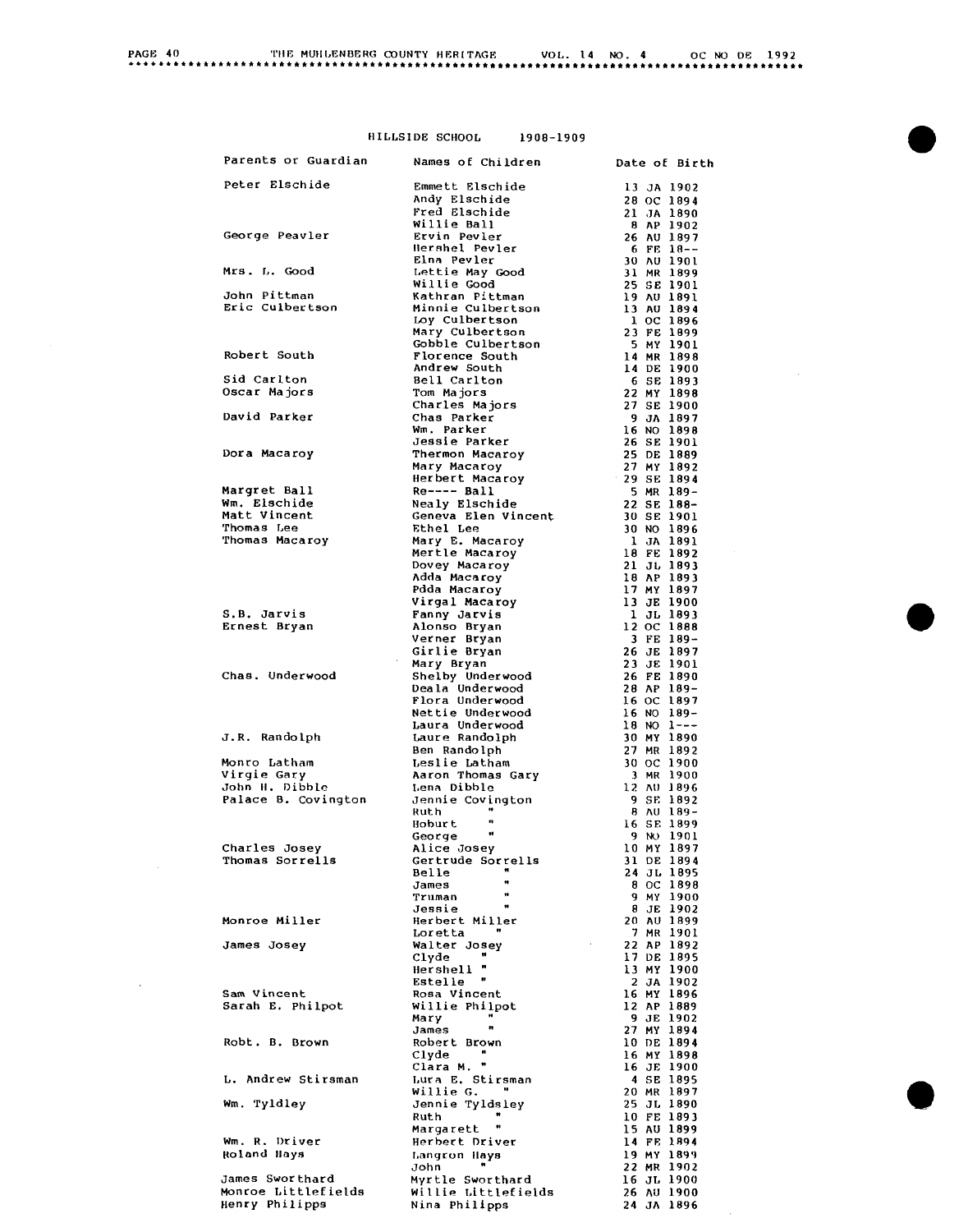## HILLSIDE SCHOOL 1908-1909

| Parents or Guardian | Names of Children | Date of Birth |
|---|---|---|
| Peter Elschide | Emmett Elschide | 13 JA 1902 |
| | Andy Elschide | 28 OC 1894 |
| | Fred Elschide | 21 JA 1890 |
| | Willie Ball | 8 AP 1902 |
| George Peavler | Ervin Pevler | 26 AU 1897 |
| | Hershel Pevler | 6 FE 18-- |
| | Elna Pevler | 30 AU 1901 |
| Mrs. L. Good | Lettie May Good | 31 MR 1899 |
| | Willie Good | 25 SE 1901 |
| John Pittman | Kathran Pittman | 19 AU 1891 |
| Eric Culbertson | Minnie Culbertson | 13 AU 1894 |
| | Loy Culbertson | 1 OC 1896 |
| | Mary Culbertson | 23 FE 1899 |
| | Gobble Culbertson | 5 MY 1901 |
| Robert South | Florence South | 14 MR 1898 |
| | Andrew South | 14 DE 1900 |
| Sid Carlton | Bell Carlton | 6 SE 1893 |
| Oscar Majors | Tom Majors | 22 MY 1898 |
| | Charles Majors | 27 SE 1900 |
| David Parker | Chas Parker | 9 JA 1897 |
| | Wm. Parker | 16 NO 1898 |
| | Jessie Parker | 26 SE 1901 |
| Dora Macaroy | Thermon Macaroy | 25 DE 1889 |
| | Mary Macaroy | 27 MY 1892 |
| | Herbert Macaroy | 29 SE 1894 |
| Margret Ball | Re---- Ball | 5 MR 189- |
| Wm. Elschide | Nealy Elschide | 22 SE 188- |
| Matt Vincent | Geneva Elen Vincent | 30 SE 1901 |
| Thomas Lee | Ethel Lee | 30 NO 1896 |
| Thomas Macaroy | Mary E. Macaroy | 1 JA 1891 |
| | Mertle Macaroy | 18 FE 1892 |
| | Dovey Macaroy | 21 JL 1893 |
| | Adda Macaroy | 18 AP 1893 |
| | Pdda Macaroy | 17 MY 1897 |
| | Virgal Macaroy | 13 JE 1900 |
| S.B. Jarvis | Fanny Jarvis | 1 JL 1893 |
| Ernest Bryan | Alonso Bryan | 12 OC 1888 |
| | Verner Bryan | 3 FE 189- |
| | Girlie Bryan | 26 JE 1897 |
| | Mary Bryan | 23 JE 1901 |
| Chas. Underwood | Shelby Underwood | 26 FE 1890 |
| | Deala Underwood | 28 AP 189- |
| | Flora Underwood | 16 OC 1897 |
| | Nettie Underwood | 16 NO 189- |
| | Laura Underwood | 18 NO 1--- |
| J.R. Randolph | Laure Randolph | 30 MY 1890 |
| | Ben Randolph | 27 MR 1892 |
| Monro Latham | Leslie Latham | 30 OC 1900 |
| Virgie Gary | Aaron Thomas Gary | 3 MR 1900 |
| John H. Dibble | Lena Dibble | 12 AU 1896 |
| Palace B. Covington | Jennie Covington | 9 SE 1892 |
| | Ruth " | 8 AU 189- |
| | Hoburt " | 16 SE 1899 |
| | George " | 9 NO 1901 |
| Charles Josey | Alice Josey | 10 MY 1897 |
| Thomas Sorrells | Gertrude Sorrells | 31 DE 1894 |
| | Belle " | 24 JL 1895 |
| | James " | 8 OC 1898 |
| | Truman " | 9 MY 1900 |
| | Jessie " | 8 JE 1902 |
| Monroe Miller | Herbert Miller | 20 AU 1899 |
| | Loretta " | 7 MR 1901 |
| James Josey | Walter Josey | 22 AP 1892 |
| | Clyde " | 17 DE 1895 |
| | Hershell " | 13 MY 1900 |
| | Estelle " | 2 JA 1902 |
| Sam Vincent | Rosa Vincent | 16 MY 1896 |
| Sarah E. Philpot | Willie Philpot | 12 AP 1889 |
| | Mary " | 9 JE 1902 |
| | James " | 27 MY 1894 |
| Robt. B. Brown | Robert Brown | 10 DE 1894 |
| | Clyde " | 16 MY 1898 |
| | Clara M. " | 16 JE 1900 |
| L. Andrew Stirsman | Lura E. Stirsman | 4 SE 1895 |
| | Willie G. " | 20 MR 1897 |
| Wm. Tyldley | Jennie Tyldsley | 25 JL 1890 |
| | Ruth " | 10 FE 1893 |
| | Margarett " | 15 AU 1899 |
| Wm. R. Driver | Herbert Driver | 14 FE 1894 |
| Roland Hays | Langron Hays | 19 MY 1899 |
| | John " | 22 MR 1902 |
| James Sworthard | Myrtle Sworthard | 16 JL 1900 |
| Monroe Littlefields | Willie Littlefields | 26 AU 1900 |
| Henry Philipps | Nina Philipps | 24 JA 1896 |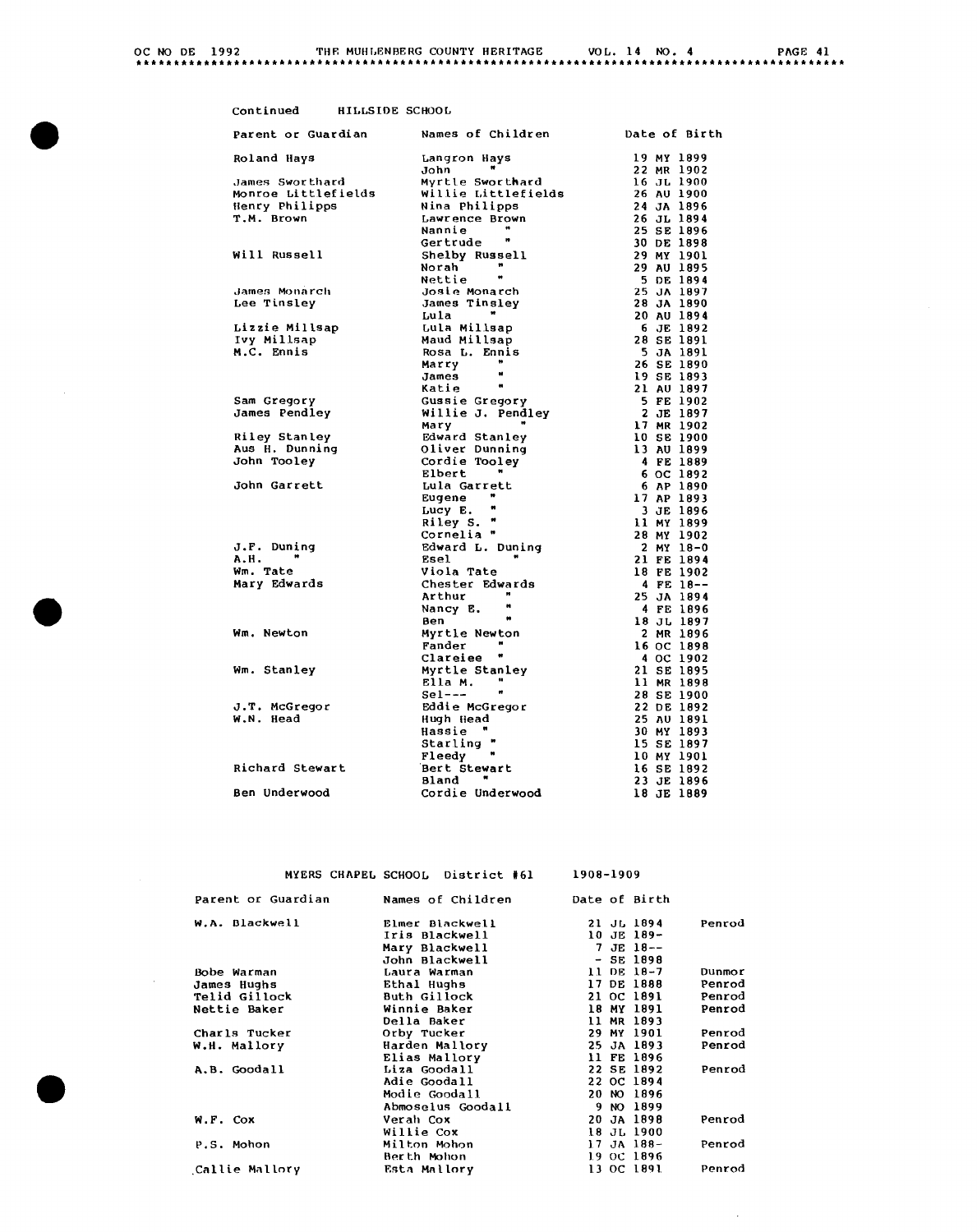Continued HILLSIDE SCHOOL

| Parent or Guardian | Names of Children | Date of Birth |
|---|---|---|
| Roland Hays | Langron Hays | 19 MY 1899 |
| | John " | 22 MR 1902 |
| James Sworthard | Myrtle Sworthard | 16 JL 1900 |
| Monroe Littlefields | Willie Littlefields | 26 AU 1900 |
| Henry Philipps | Nina Philipps | 24 JA 1896 |
| T.M. Brown | Lawrence Brown | 26 JL 1894 |
| | Nannie " | 25 SE 1896 |
| | Gertrude " | 30 DE 1898 |
| Will Russell | Shelby Russell | 29 MY 1901 |
| | Norah " | 29 AU 1895 |
| | Nettie " | 5 DE 1894 |
| James Monarch | Josie Monarch | 25 JA 1897 |
| Lee Tinsley | James Tinsley | 28 JA 1890 |
| | Lula " | 20 AU 1894 |
| Lizzie Millsap | Lula Millsap | 6 JE 1892 |
| Ivy Millsap | Maud Millsap | 28 SE 1891 |
| M.C. Ennis | Rosa L. Ennis | 5 JA 1891 |
| | Marry " | 26 SE 1890 |
| | James " | 19 SE 1893 |
| | Katie " | 21 AU 1897 |
| Sam Gregory | Gussie Gregory | 5 FE 1902 |
| James Pendley | Willie J. Pendley | 2 JE 1897 |
| | Mary " | 17 MR 1902 |
| Riley Stanley | Edward Stanley | 10 SE 1900 |
| Aus H. Dunning | Oliver Dunning | 13 AU 1899 |
| John Tooley | Cordie Tooley | 4 FE 1889 |
| | Elbert " | 6 OC 1892 |
| John Garrett | Lula Garrett | 6 AP 1890 |
| | Eugene " | 17 AP 1893 |
| | Lucy E. " | 3 JE 1896 |
| | Riley S. " | 11 MY 1899 |
| | Cornelia " | 28 MY 1902 |
| J.F. Duning | Edward L. Duning | 2 MY 18-0 |
| A.H. " | Esel " | 21 FE 1894 |
| Wm. Tate | Viola Tate | 18 FE 1902 |
| Mary Edwards | Chester Edwards | 4 FE 18-- |
| | Arthur " | 25 JA 1894 |
| | Nancy E. " | 4 FE 1896 |
| | Ben " | 18 JL 1897 |
| Wm. Newton | Myrtle Newton | 2 MR 1896 |
| | Fander " | 16 OC 1898 |
| | Clareiee " | 4 OC 1902 |
| Wm. Stanley | Myrtle Stanley | 21 SE 1895 |
| | Ella M. " | 11 MR 1898 |
| | Sel--- " | 28 SE 1900 |
| J.T. McGregor | Eddie McGregor | 22 DE 1892 |
| W.N. Head | Hugh Head | 25 AU 1891 |
| | Hassie " | 30 MY 1893 |
| | Starling " | 15 SE 1897 |
| | Fleedy " | 10 MY 1901 |
| Richard Stewart | Bert Stewart | 16 SE 1892 |
| | Bland " | 23 JE 1896 |
| Ben Underwood | Cordie Underwood | 18 JE 1889 |

MYERS CHAPEL SCHOOL District #61 1908-1909

| Parent or Guardian | Names of Children | Date of Birth | |
|---|---|---|---|
| W.A. Blackwell | Elmer Blackwell | 21 JL 1894 | Penrod |
| | Iris Blackwell | 10 JE 189- | |
| | Mary Blackwell | 7 JE 18-- | |
| | John Blackwell | - SE 1898 | |
| Bobe Warman | Laura Warman | 11 DE 18-7 | Dunmor |
| James Hughs | Ethal Hughs | 17 DE 1888 | Penrod |
| Telid Gillock | Buth Gillock | 21 OC 1891 | Penrod |
| Nettie Baker | Winnie Baker | 18 MY 1891 | Penrod |
| | Della Baker | 11 MR 1893 | |
| Charls Tucker | Orby Tucker | 29 MY 1901 | Penrod |
| W.H. Mallory | Harden Mallory | 25 JA 1893 | Penrod |
| | Elias Mallory | 11 FE 1896 | |
| A.B. Goodall | Liza Goodall | 22 SE 1892 | Penrod |
| | Adie Goodall | 22 OC 1894 | |
| | Modie Goodall | 20 NO 1896 | |
| | Abmoselus Goodall | 9 NO 1899 | |
| W.F. Cox | Verah Cox | 20 JA 1898 | Penrod |
| | Willie Cox | 18 JL 1900 | |
| P.S. Mohon | Milton Mohon | 17 JA 188- | Penrod |
| | Berth Mohon | 19 OC 1896 | |
| Callie Mallory | Esta Mallory | 13 OC 1891 | Penrod |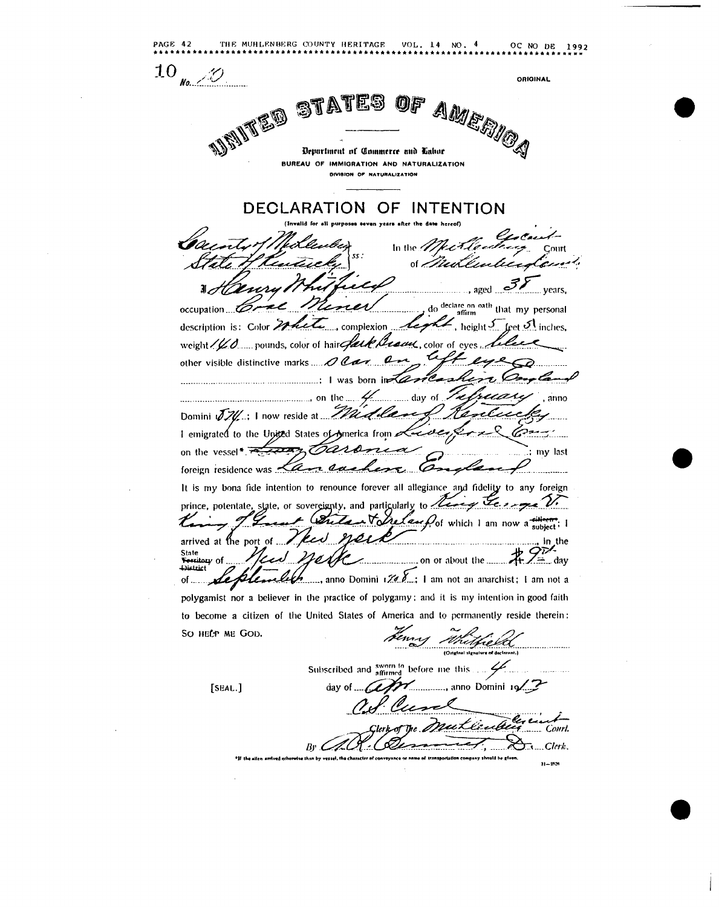10 No. 10

ORIGINAL

# UNITED STATES OF AMERICA

Department of Commerce and Labor

BUREAU OF IMMIGRATION AND NATURALIZATION

DIVISION OF NATURALIZATION

## DECLARATION OF INTENTION

(Invalid for all purposes seven years after the date hereof)

County of Muhlenberg
State of Kentucky } ss: In the Muhlenberg Circuit Court of Muhlenberg County

I, Henry Whitfield, aged 38 years, occupation Coal Miner, do declare on oath affirm that my personal description is: Color white, complexion light, height 5 feet 5 inches, weight 140 pounds, color of hair dark Brown, color of eyes blue, other visible distinctive marks Scar on left eye; I was born in Lancashire England on the 4 day of February, anno Domini 1874; I now reside at Midland Kentucky

I emigrated to the United States of America from Liverpool Eng. on the vessel* Caronia; my last foreign residence was Lancashire England

It is my bona fide intention to renounce forever all allegiance and fidelity to any foreign prince, potentate, state, or sovereignty, and particularly to King George V. King of Great Britain & Ireland of which I am now a ~~citizen~~ subject; I arrived at the port of New York, in the State ~~Territory~~ ~~District~~ of New York on or about the 9th day of September, anno Domini 1908; I am not an anarchist; I am not a polygamist nor a believer in the practice of polygamy; and it is my intention in good faith to become a citizen of the United States of America and to permanently reside therein: SO HELP ME GOD.

Henry Whitfield
(Original signature of declarant.)

Subscribed and sworn to affirmed before me this 4 day of April, anno Domini 1912

[SEAL.]

C.S. Cund
Clerk of the Muhlenberg Circuit Court.
By A.R. Dennnet, D. Clerk.

*If the alien arrived otherwise than by vessel, the character of conveyance or name of transportation company should be given.

11—2626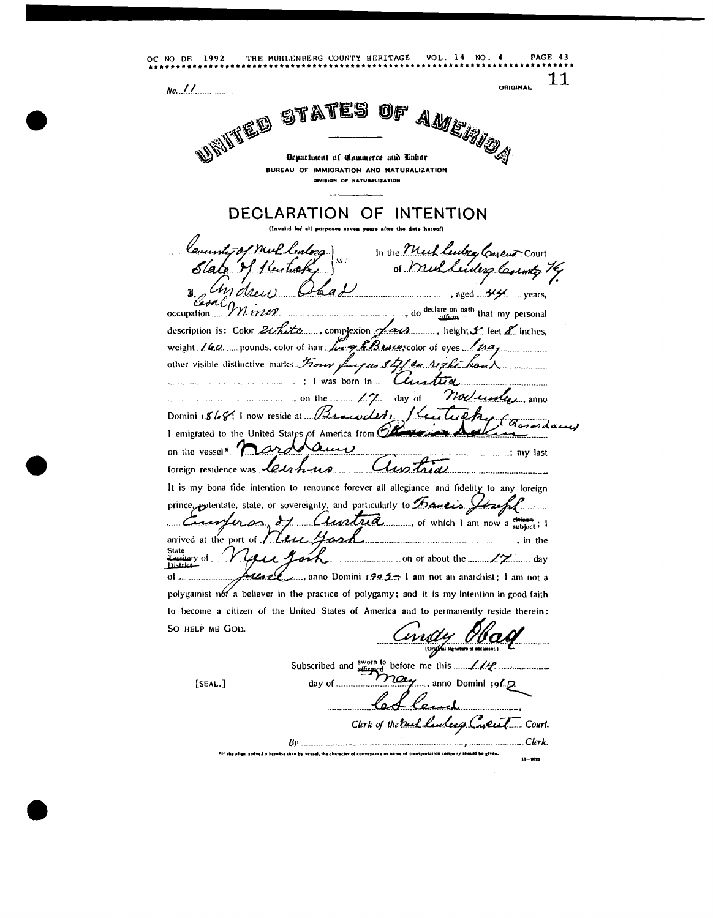No. 11

11

ORIGINAL

# UNITED STATES OF AMERICA

Department of Commerce and Labor

BUREAU OF IMMIGRATION AND NATURALIZATION

DIVISION OF NATURALIZATION

## DECLARATION OF INTENTION

(Invalid for all purposes seven years after the date hereof)

County of Muhlenberg } ss: In the Muhlenberg Circuit Court
State of Kentucky } of Muhlenberg County Ky.

I, Andrew Obad, aged 44 years, occupation Coal Miner, do declare on oath that my personal description is: Color White, complexion fair, height 5 feet 8 inches, weight 160 pounds, color of hair Dark Brown, color of eyes Gray, other visible distinctive marks Fore finger stiff on right hand; I was born in Austria, on the 17 day of November, anno Domini 1868; I now reside at Browder, Kentucky. I emigrated to the United States of America from Rotterdam (Amsterdam) on the vessel* Nordam; my last foreign residence was Lechnus Austria

It is my bona fide intention to renounce forever all allegiance and fidelity to any foreign prince, potentate, state, or sovereignty, and particularly to Francis Joseph Emperor of Austria, of which I am now a subject; I arrived at the port of New York, in the State of New York on or about the 17 day of June, anno Domini 1905; I am not an anarchist; I am not a polygamist nor a believer in the practice of polygamy; and it is my intention in good faith to become a citizen of the United States of America and to permanently reside therein: SO HELP ME GOD.

Andy Obad
(Original signature of declarant.)

Subscribed and sworn to before me this 11th day of May, anno Domini 1912

[SEAL.]

C S Laird
Clerk of the Muhlenberg Circuit Court.

By ............................................, Clerk.

*If the alien arrived otherwise than by vessel, the character of conveyance or name of transportation company should be given.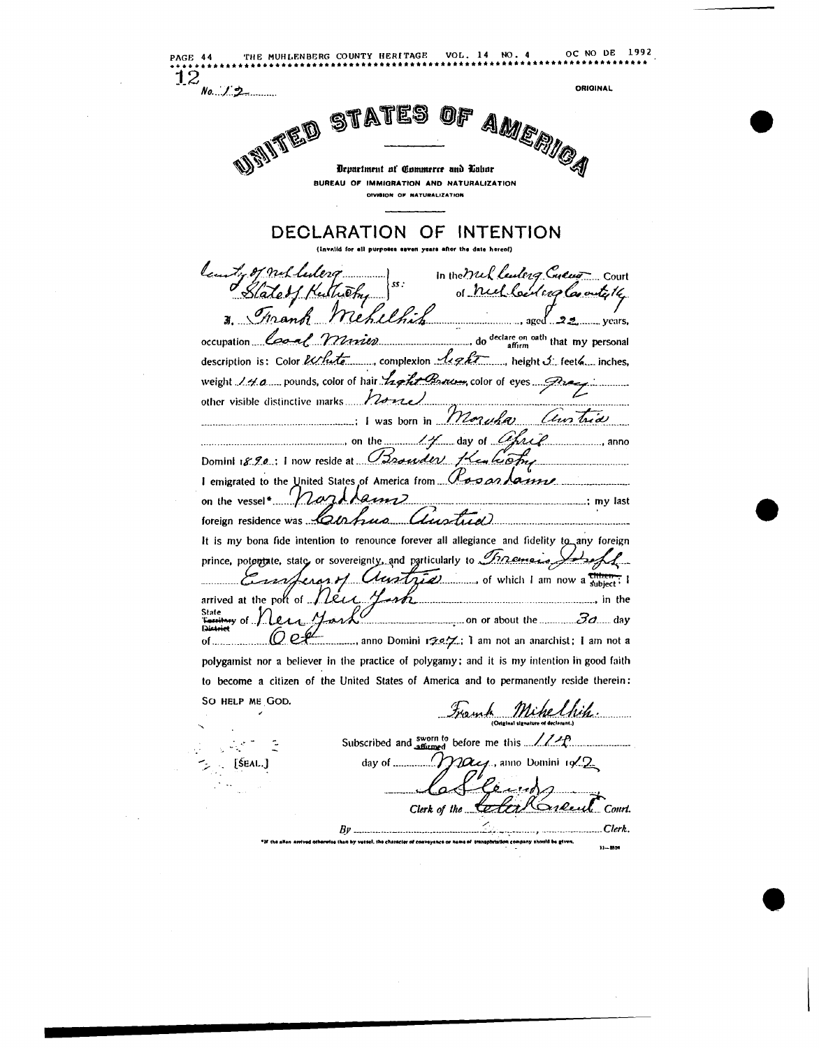12

No. 12

ORIGINAL

# UNITED STATES OF AMERICA

Department of Commerce and Labor

BUREAU OF IMMIGRATION AND NATURALIZATION

DIVISION OF NATURALIZATION

## DECLARATION OF INTENTION

(Invalid for all purposes seven years after the date hereof)

County of Muhlenberg } ss: In the Muhlenberg Circuit Court
State of Kentucky } of Muhlenberg County Ky

I, Frank Mihelchik, aged 22 years,
occupation Coal Miner, do declare on oath that my personal description is: Color White, complexion light, height 5 feet 6 inches, weight 140 pounds, color of hair Light Brown, color of eyes Gray
other visible distinctive marks None
; I was born in Morovka Austria
, on the 14 day of April, anno Domini 1890; I now reside at Browder Kentucky
I emigrated to the United States of America from Rosardamme
on the vessel* Nordam; my last foreign residence was Corbus Austria
It is my bona fide intention to renounce forever all allegiance and fidelity to any foreign prince, potentate, state, or sovereignty, and particularly to Francis Joseph Emperor of Austria, of which I am now a subject; I arrived at the port of New York, in the State of New York on or about the 30 day of Oct, anno Domini 1907; I am not an anarchist; I am not a polygamist nor a believer in the practice of polygamy; and it is my intention in good faith to become a citizen of the United States of America and to permanently reside therein: SO HELP ME GOD.

Frank Mihelchik
(Original signature of declarant.)

Subscribed and sworn to before me this 11th day of May, anno Domini 1912

[SEAL.]

C. S. Eaves
Clerk of the Muhlenberg Circuit Court.

By ..................................................., Clerk.

*If the alien arrived otherwise than by vessel, the character of conveyance or name of transportation company should be given.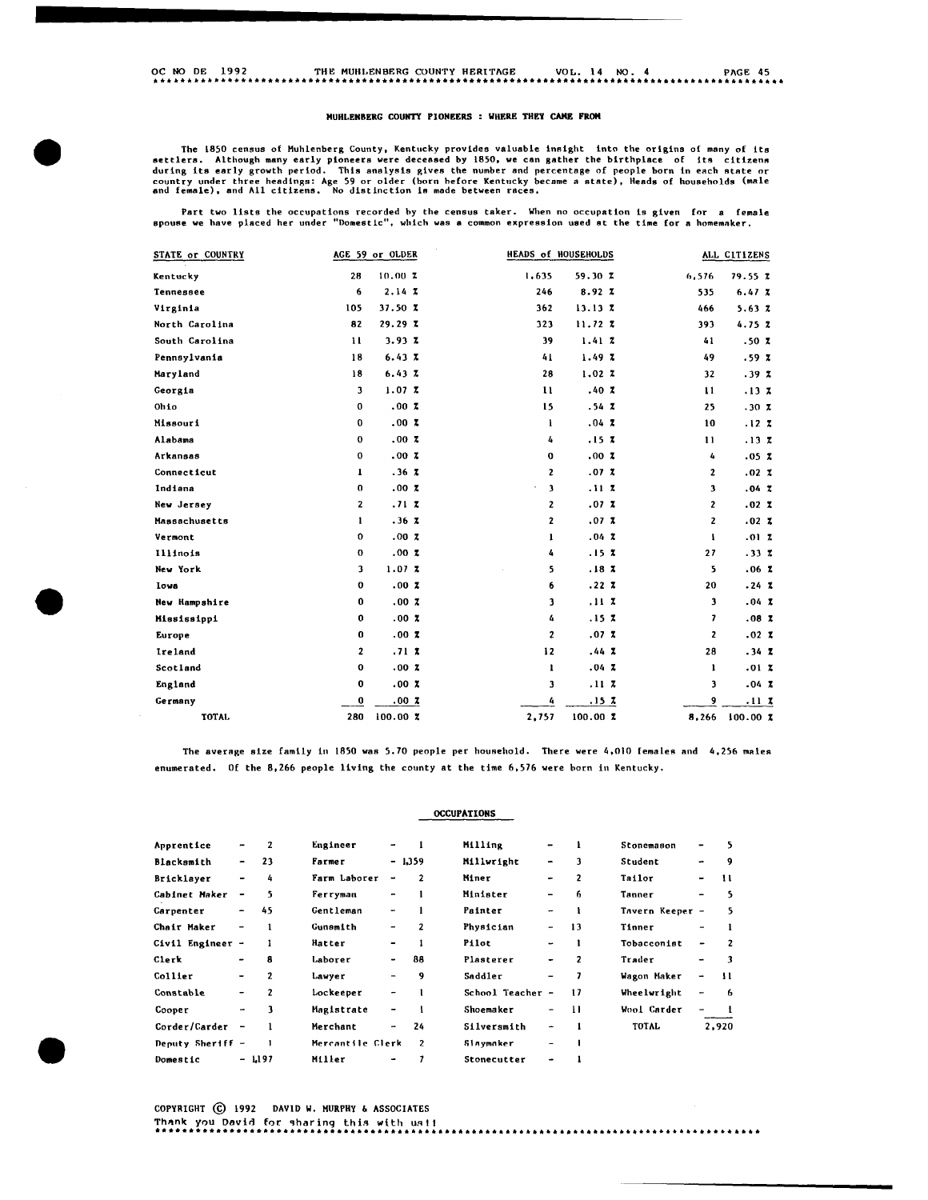## MUHLENBERG COUNTY PIONEERS : WHERE THEY CAME FROM

The 1850 census of Muhlenberg County, Kentucky provides valuable insight into the origins of many of its settlers. Although many early pioneers were deceased by 1850, we can gather the birthplace of its citizens during its early growth period. This analysis gives the number and percentage of people born in each state or country under three headings: Age 59 or older (born before Kentucky became a state), Heads of households (male and female), and All citizens. No distinction is made between races.

Part two lists the occupations recorded by the census taker. When no occupation is given for a female spouse we have placed her under "Domestic", which was a common expression used at the time for a homemaker.

| STATE or COUNTRY | AGE 59 or OLDER | | HEADS of HOUSEHOLDS | | ALL CITIZENS | |
|---|---|---|---|---|---|---|
| Kentucky | 28 | 10.00 % | 1,635 | 59.30 % | 6,576 | 79.55 % |
| Tennessee | 6 | 2.14 % | 246 | 8.92 % | 535 | 6.47 % |
| Virginia | 105 | 37.50 % | 362 | 13.13 % | 466 | 5.63 % |
| North Carolina | 82 | 29.29 % | 323 | 11.72 % | 393 | 4.75 % |
| South Carolina | 11 | 3.93 % | 39 | 1.41 % | 41 | .50 % |
| Pennsylvania | 18 | 6.43 % | 41 | 1.49 % | 49 | .59 % |
| Maryland | 18 | 6.43 % | 28 | 1.02 % | 32 | .39 % |
| Georgia | 3 | 1.07 % | 11 | .40 % | 11 | .13 % |
| Ohio | 0 | .00 % | 15 | .54 % | 25 | .30 % |
| Missouri | 0 | .00 % | 1 | .04 % | 10 | .12 % |
| Alabama | 0 | .00 % | 4 | .15 % | 11 | .13 % |
| Arkansas | 0 | .00 % | 0 | .00 % | 4 | .05 % |
| Connecticut | 1 | .36 % | 2 | .07 % | 2 | .02 % |
| Indiana | 0 | .00 % | 3 | .11 % | 3 | .04 % |
| New Jersey | 2 | .71 % | 2 | .07 % | 2 | .02 % |
| Massachusetts | 1 | .36 % | 2 | .07 % | 2 | .02 % |
| Vermont | 0 | .00 % | 1 | .04 % | 1 | .01 % |
| Illinois | 0 | .00 % | 4 | .15 % | 27 | .33 % |
| New York | 3 | 1.07 % | 5 | .18 % | 5 | .06 % |
| Iowa | 0 | .00 % | 6 | .22 % | 20 | .24 % |
| New Hampshire | 0 | .00 % | 3 | .11 % | 3 | .04 % |
| Mississippi | 0 | .00 % | 4 | .15 % | 7 | .08 % |
| Europe | 0 | .00 % | 2 | .07 % | 2 | .02 % |
| Ireland | 2 | .71 % | 12 | .44 % | 28 | .34 % |
| Scotland | 0 | .00 % | 1 | .04 % | 1 | .01 % |
| England | 0 | .00 % | 3 | .11 % | 3 | .04 % |
| Germany | 0 | .00 % | 4 | .15 % | 9 | .11 % |
| TOTAL | 280 | 100.00 % | 2,757 | 100.00 % | 8,266 | 100.00 % |

The average size family in 1850 was 5.70 people per household. There were 4,010 females and 4,256 males enumerated. Of the 8,266 people living the county at the time 6,576 were born in Kentucky.

### OCCUPATIONS

| | | | | | | | |
|---|---|---|---|---|---|---|---|
| Apprentice | 2 | Engineer | 1 | Milling | 1 | Stonemason | 5 |
| Blacksmith | 23 | Farmer | 1,359 | Millwright | 3 | Student | 9 |
| Bricklayer | 4 | Farm Laborer | 2 | Miner | 2 | Tailor | 11 |
| Cabinet Maker | 5 | Ferryman | 1 | Minister | 6 | Tanner | 5 |
| Carpenter | 45 | Gentleman | 1 | Painter | 1 | Tavern Keeper | 5 |
| Chair Maker | 1 | Gunsmith | 2 | Physician | 13 | Tinner | 1 |
| Civil Engineer | 1 | Hatter | 1 | Pilot | 1 | Tobacconist | 2 |
| Clerk | 8 | Laborer | 88 | Plasterer | 2 | Trader | 3 |
| Collier | 2 | Lawyer | 9 | Saddler | 7 | Wagon Maker | 11 |
| Constable | 2 | Lockeeper | 1 | School Teacher | 17 | Wheelwright | 6 |
| Cooper | 3 | Magistrate | 1 | Shoemaker | 11 | Wool Carder | 1 |
| Corder/Carder | 1 | Merchant | 24 | Silversmith | 1 | TOTAL | 2,920 |
| Deputy Sheriff | 1 | Mercantile Clerk | 2 | Slaymaker | 1 | | |
| Domestic | 1,197 | Miller | 7 | Stonecutter | 1 | | |

COPYRIGHT © 1992 DAVID W. MURPHY & ASSOCIATES

Thank you David for sharing this with us!!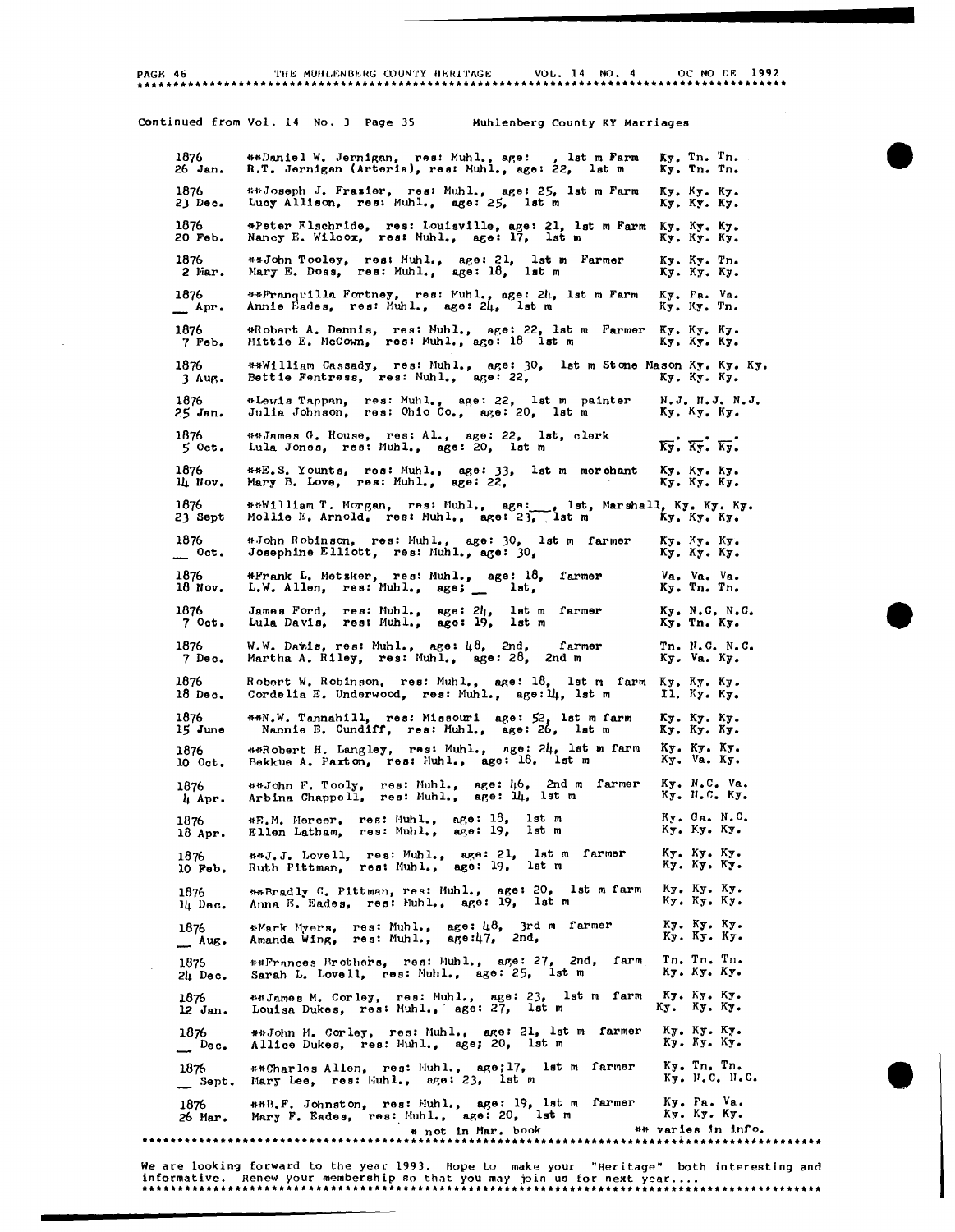Continued from Vol. 14 No. 3 Page 35 Muhlenberg County KY Marriages

| Date | Names | Birthplaces |
|---|---|---|
| 1876 26 Jan. | **Daniel W. Jernigan, res: Muhl., age: , 1st m Farm<br>R.T. Jernigan (Arteria), res: Muhl., age: 22, 1st m | Ky. Tn. Tn.<br>Ky. Tn. Tn. |
| 1876 23 Dec. | **Joseph J. Frazier, res: Muhl., age: 25, 1st m Farm<br>Lucy Allison, res: Muhl., age: 25, 1st m | Ky. Ky. Ky.<br>Ky. Ky. Ky. |
| 1876 20 Feb. | *Peter Elschride, res: Louisville, age: 21, 1st m Farm<br>Nancy E. Wilcox, res: Muhl., age: 17, 1st m | Ky. Ky. Ky.<br>Ky. Ky. Ky. |
| 1876 2 Mar. | **John Tooley, res: Muhl., age: 21, 1st m Farmer<br>Mary E. Doss, res: Muhl., age: 18, 1st m | Ky. Ky. Tn.<br>Ky. Ky. Ky. |
| 1876 __ Apr. | **Franquilla Fortney, res: Muhl., age: 24, 1st m Farm<br>Annie Eades, res: Muhl., age: 24, 1st m | Ky. Pa. Va.<br>Ky. Ky. Tn. |
| 1876 7 Feb. | *Robert A. Dennis, res: Muhl., age: 22, 1st m Farmer<br>Mittie E. McCown, res: Muhl., age: 18 1st m | Ky. Ky. Ky.<br>Ky. Ky. Ky. |
| 1876 3 Aug. | **William Cassady, res: Muhl., age: 30, 1st m Stone Mason<br>Bettie Fentress, res: Muhl., age: 22, | Ky. Ky. Ky.<br>Ky. Ky. Ky. |
| 1876 25 Jan. | *Lewis Tappan, res: Muhl., age: 22, 1st m painter<br>Julia Johnson, res: Ohio Co., age: 20, 1st m | N.J. N.J. N.J.<br>Ky. Ky. Ky. |
| 1876 5 Oct. | **James G. House, res: Al., age: 22, 1st, clerk<br>Lula Jones, res: Muhl., age: 20, 1st m | __. __. __.<br>Ky. Ky. Ky. |
| 1876 14 Nov. | **E.S. Younts, res: Muhl., age: 33, 1st m merchant<br>Mary B. Love, res: Muhl., age: 22, | Ky. Ky. Ky.<br>Ky. Ky. Ky. |
| 1876 23 Sept | **William T. Morgan, res: Muhl., age: __, 1st, Marshall,<br>Mollie E. Arnold, res: Muhl., age: 23, 1st m | Ky. Ky. Ky.<br>Ky. Ky. Ky. |
| 1876 __ Oct. | *John Robinson, res: Muhl., age: 30, 1st m farmer<br>Josephine Elliott, res: Muhl., age: 30, | Ky. Ky. Ky.<br>Ky. Ky. Ky. |
| 1876 18 Nov. | *Frank L. Metzker, res: Muhl., age: 18, farmer<br>L.W. Allen, res: Muhl., age: __ 1st, | Va. Va. Va.<br>Ky. Tn. Tn. |
| 1876 7 Oct. | James Ford, res: Muhl., age: 24, 1st m farmer<br>Lula Davis, res: Muhl., age: 19, 1st m | Ky. N.C. N.C.<br>Ky. Tn. Ky. |
| 1876 7 Dec. | W.W. Davis, res: Muhl., age: 48, 2nd, farmer<br>Martha A. Riley, res: Muhl., age: 28, 2nd m | Tn. N.C. N.C.<br>Ky. Va. Ky. |
| 1876 18 Dec. | Robert W. Robinson, res: Muhl., age: 18, 1st m farm<br>Cordelia E. Underwood, res: Muhl., age: 14, 1st m | Ky. Ky. Ky.<br>Il. Ky. Ky. |
| 1876 15 June | **N.W. Tannahill, res: Missouri age: 52, 1st m farm<br>Nannie E. Cundiff, res: Muhl., age: 26, 1st m | Ky. Ky. Ky.<br>Ky. Ky. Ky. |
| 1876 10 Oct. | **Robert H. Langley, res: Muhl., age: 24, 1st m farm<br>Bekkue A. Paxton, res: Muhl., age: 18, 1st m | Ky. Ky. Ky.<br>Ky. Va. Ky. |
| 1876 4 Apr. | **John F. Tooly, res: Muhl., age: 46, 2nd m farmer<br>Arbina Chappell, res: Muhl., age: 14, 1st m | Ky. N.C. Va.<br>Ky. N.C. Ky. |
| 1876 18 Apr. | *E.M. Mercer, res: Muhl., age: 18, 1st m<br>Ellen Latham, res: Muhl., age: 19, 1st m | Ky. Ga. N.C.<br>Ky. Ky. Ky. |
| 1876 10 Feb. | **J.J. Lovell, res: Muhl., age: 21, 1st m farmer<br>Ruth Pittman, res: Muhl., age: 19, 1st m | Ky. Ky. Ky.<br>Ky. Ky. Ky. |
| 1876 14 Dec. | **Bradly C. Pittman, res: Muhl., age: 20, 1st m farm<br>Anna E. Eades, res: Muhl., age: 19, 1st m | Ky. Ky. Ky.<br>Ky. Ky. Ky. |
| 1876 __ Aug. | *Mark Myers, res: Muhl., age: 48, 3rd m farmer<br>Amanda Wing, res: Muhl., age: 47, 2nd, | Ky. Ky. Ky.<br>Ky. Ky. Ky. |
| 1876 24 Dec. | **Frances Brothers, res: Muhl., age: 27, 2nd, farm<br>Sarah L. Lovell, res: Muhl., age: 25, 1st m | Tn. Tn. Tn.<br>Ky. Ky. Ky. |
| 1876 12 Jan. | **James M. Corley, res: Muhl., age: 23, 1st m farm<br>Louisa Dukes, res: Muhl., age: 27, 1st m | Ky. Ky. Ky.<br>Ky. Ky. Ky. |
| 1876 __ Dec. | **John M. Corley, res: Muhl., age: 21, 1st m farmer<br>Allice Dukes, res: Muhl., age: 20, 1st m | Ky. Ky. Ky.<br>Ky. Ky. Ky. |
| 1876 __ Sept. | **Charles Allen, res: Muhl., age: 17, 1st m farmer<br>Mary Lee, res: Muhl., age: 23, 1st m | Ky. Tn. Tn.<br>Ky. N.C. N.C. |
| 1876 26 Mar. | **B.F. Johnston, res: Muhl., age: 19, 1st m farmer<br>Mary F. Eades, res: Muhl., age: 20, 1st m | Ky. Pa. Va.<br>Ky. Ky. Ky. |

\* not in Mar. book ** varies in info.

We are looking forward to the year 1993. Hope to make your "Heritage" both interesting and informative. Renew your membership so that you may join us for next year....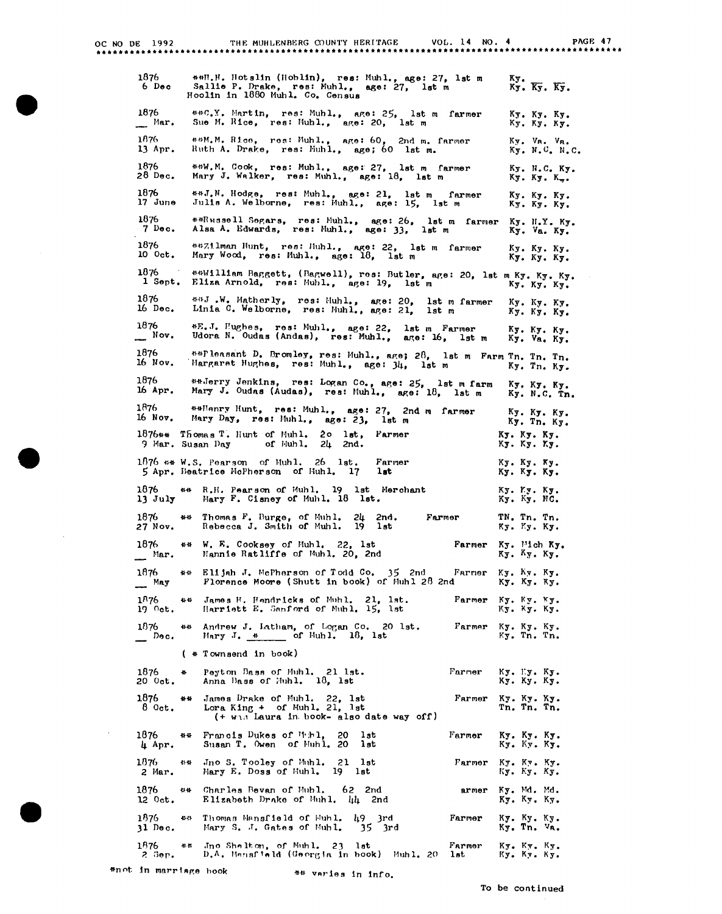1876 **H.H. Hotslin (Hoblin), res: Muhl., age: 27, 1st m Ky.
6 Dec Sallie P. Drake, res: Muhl., age: 27, 1st m Ky. Ky. Ky.
Hoolin in 1880 Muhl. Co. Census

1876 **C.Y. Martin, res: Muhl., age: 25, 1st m farmer Ky. Ky. Ky.
__ Mar. Sue M. Rice, res: Muhl., age: 20, 1st m Ky. Ky. Ky.

1876 **M.M. Rice, res: Muhl., age: 60, 2nd m. farmer Ky. Va. Va.
13 Apr. Ruth A. Drake, res: Muhl., age; 60 1st m. Ky. N.C. N.C.

1876 **W.M. Cook, res: Muhl., age: 27, 1st m farmer Ky. N.C. Ky.
28 Dec. Mary J. Walker, res: Muhl., age: 18, 1st m Ky. Ky. Ky.

1876 **J.N. Hodge, res: Muhl., age: 21, 1st m farmer Ky. Ky. Ky.
17 June Julia A. Welborne, res: Muhl., age: 15, 1st m Ky. Ky. Ky.

1876 **Russell Sogars, res: Muhl., age: 26, 1st m farmer Ky. N.Y. Ky.
7 Dec. Alsa A. Edwards, res: Muhl., age: 33, 1st m Ky. Va. Ky.

1876 **Zilman Hunt, res: Muhl., age: 22, 1st m farmer Ky. Ky. Ky.
10 Oct. Mary Wood, res: Muhl., age: 18, 1st m Ky. Ky. Ky.

1876 **William Baggett, (Bagwell), res: Butler, age: 20, 1st m Ky. Ky. Ky.
1 Sept. Eliza Arnold, res: Muhl., age: 19, 1st m Ky. Ky. Ky.

1876 **J.W. Matherly, res: Muhl., age: 20, 1st m farmer Ky. Ky. Ky.
16 Dec. Linia C. Welborne, res: Muhl., age: 21, 1st m Ky. Ky. Ky.

1876 *E.J. Hughes, res: Muhl., age: 22, 1st m Farmer Ky. Ky. Ky.
__ Nov. Udora N. Oudas (Andas), res: Muhl., age: 16, 1st m Ky. Va. Ky.

1876 **Pleasant D. Bromley, res: Muhl., age; 28, 1st m Farm Tn. Tn. Tn.
16 Nov. Margaret Hughes, res: Muhl., age: 34, 1st m Ky. Tn. Ky.

1876 **Jerry Jenkins, res: Logan Co., age: 25, 1st m farm Ky. Ky. Ky.
16 Apr. Mary J. Oudas (Audas), res: Muhl., age: 18, 1st m Ky. N.C. Tn.

1876 **Henry Hunt, res: Muhl., age: 27, 2nd m farmer Ky. Ky. Ky.
16 Nov. Mary Day, res: Muhl., age: 23, 1st m Ky. Tn. Ky.

1876** Thomas T. Hunt of Muhl. 20 1st, Farmer Ky. Ky. Ky.
9 Mar. Susan Day of Muhl. 24 2nd. Ky. Ky. Ky.

1876 ** W.S. Pearson of Muhl. 26 1st. Farmer Ky. Ky. Ky.
5 Apr. Beatrice McPherson of Muhl. 17 1st Ky. Ky. Ky.

1876 ** R.H. Pearson of Muhl. 19 1st Merchant Ky. Ky. Ky.
13 July Mary F. Cisney of Muhl. 18 1st. Ky. Ky. NC.

1876 ** Thomas F. Burge, of Muhl. 24 2nd. Farmer TN. Tn. Tn.
27 Nov. Rebecca J. Smith of Muhl. 19 1st Ky. Ky. Ky.

1876 ** W. E. Cooksey of Muhl. 22, 1st Farmer Ky. Mich Ky.
__ Mar. Nannie Ratliffe of Muhl. 20, 2nd Ky. Ky. Ky.

1876 ** Elijah J. McPherson of Todd Co. 35 2nd Farmer Ky. Ky. Ky.
__ May Florence Moore (Shutt in book) of Muhl 28 2nd Ky. Ky. Ky.

1876 ** James H. Hendricks of Muhl. 21, 1st. Farmer Ky. Ky. Ky.
19 Oct. Harriett E. Sanford of Muhl. 15, 1st Ky. Ky. Ky.

1876 ** Andrew J. Latham, of Logan Co. 20 1st. Farmer Ky. Ky. Ky.
__ Dec. Mary J. *_____ of Muhl. 18, 1st Ky. Tn. Tn.

( * Townsend in book)

1876 * Peyton Bass of Muhl. 21 1st. Farmer Ky. Ky. Ky.
20 Oct. Anna Bass of Muhl. 18, 1st Ky. Ky. Ky.

1876 ** James Drake of Muhl. 22, 1st Farmer Ky. Ky. Ky.
8 Oct. Lora King + of Muhl. 21, 1st Tn. Tn. Tn.
(+ was Laura in book- also date way off)

1876 ** Francis Dukes of Muhl, 20 1st Farmer Ky. Ky. Ky.
4 Apr. Susan T. Owen of Muhl. 20 1st Ky. Ky. Ky.

1876 ** Jno S. Tooley of Muhl. 21 1st Farmer Ky. Ky. Ky.
2 Mar. Mary E. Doss of Muhl. 19 1st Ky. Ky. Ky.

1876 ** Charles Bevan of Muhl. 62 2nd armer Ky. Md. Md.
12 Oct. Elizabeth Drake of Muhl. 44 2nd Ky. Ky. Ky.

1876 ** Thomas Mansfield of Muhl. 49 3rd Farmer Ky. Ky. Ky.
31 Dec. Mary S. J. Gates of Muhl. 35 3rd Ky. Tn. Va.

1876 ** Jno Shelton, of Muhl. 23 1st Farmer Ky. Ky. Ky.
2 Sep. D.A. Mansfield (Georgia in book) Muhl. 20 1st Ky. Ky. Ky.

*not in marriage book ** varies in info.

To be continued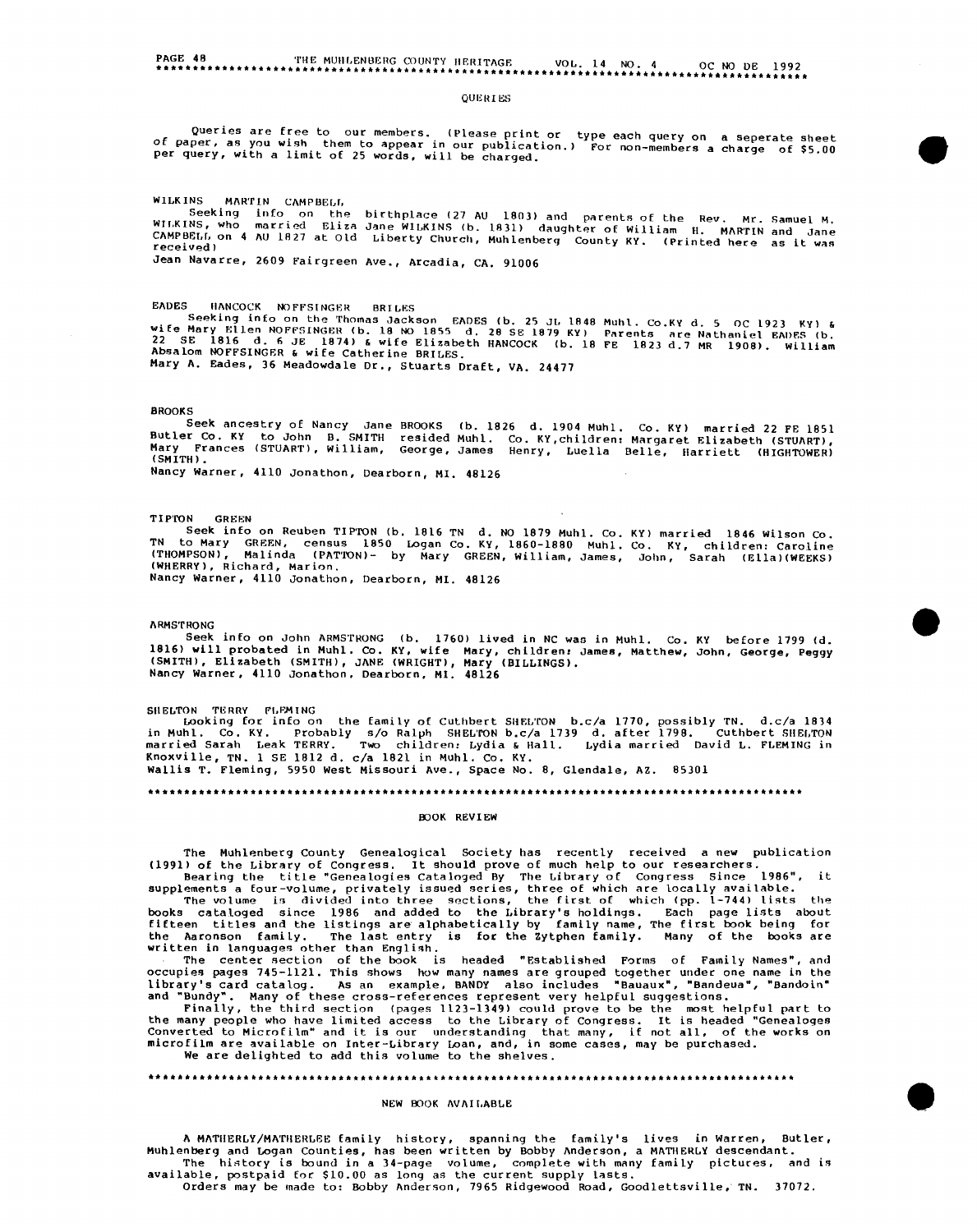## QUERIES

Queries are free to our members. (Please print or type each query on a seperate sheet of paper, as you wish them to appear in our publication.) For non-members a charge of $5.00 per query, with a limit of 25 words, will be charged.

WILKINS MARTIN CAMPBELL

Seeking info on the birthplace (27 AU 1803) and parents of the Rev. Mr. Samuel M. WILKINS, who married Eliza Jane WILKINS (b. 1831) daughter of William H. MARTIN and Jane CAMPBELL on 4 AU 1827 at Old Liberty Church, Muhlenberg County KY. (Printed here as it was received)

Jean Navarre, 2609 Fairgreen Ave., Arcadia, CA. 91006

EADES HANCOCK NOFFSINGER BRILES

Seeking info on the Thomas Jackson EADES (b. 25 JL 1848 Muhl. Co.KY d. 5 OC 1923 KY) & wife Mary Ellen NOFFSINGER (b. 18 NO 1855 d. 28 SE 1879 KY) Parents are Nathaniel EADES (b. 22 SE 1816 d. 6 JE 1874) & wife Elizabeth HANCOCK (b. 18 FE 1823 d.7 MR 1908). William Absalom NOFFSINGER & wife Catherine BRILES.

Mary A. Eades, 36 Meadowdale Dr., Stuarts Draft, VA. 24477

BROOKS

Seek ancestry of Nancy Jane BROOKS (b. 1826 d. 1904 Muhl. Co. KY) married 22 FE 1851 Butler Co. KY to John B. SMITH resided Muhl. Co. KY,children: Margaret Elizabeth (STUART), Mary Frances (STUART), William, George, James Henry, Luella Belle, Harriett (HIGHTOWER) (SMITH).

Nancy Warner, 4110 Jonathon, Dearborn, MI. 48126

TIPTON GREEN

Seek info on Reuben TIPTON (b. 1816 TN d. NO 1879 Muhl. Co. KY) married 1846 Wilson Co. TN to Mary GREEN, census 1850 Logan Co. KY, 1860-1880 Muhl. Co. KY, children: Caroline (THOMPSON), Malinda (PATTON)- by Mary GREEN, William, James, John, Sarah (Ella)(WEEKS) (WHERRY), Richard, Marion.

Nancy Warner, 4110 Jonathon, Dearborn, MI. 48126

ARMSTRONG

Seek info on John ARMSTRONG (b. 1760) lived in NC was in Muhl. Co. KY before 1799 (d. 1816) will probated in Muhl. Co. KY, wife Mary, children: James, Matthew, John, George, Peggy (SMITH), Elizabeth (SMITH), JANE (WRIGHT), Mary (BILLINGS).

Nancy Warner, 4110 Jonathon, Dearborn, MI. 48126

SHELTON TERRY FLEMING

Looking for info on the family of Cuthbert SHELTON b.c/a 1770, possibly TN. d.c/a 1834 in Muhl. Co. KY. Probably s/o Ralph SHELTON b.c/a 1739 d. after 1798. Cuthbert SHELTON married Sarah Leak TERRY. Two children: Lydia & Hall. Lydia married David L. FLEMING in Knoxville, TN. 1 SE 1812 d. c/a 1821 in Muhl. Co. KY.

Wallis T. Fleming, 5950 West Missouri Ave., Space No. 8, Glendale, AZ. 85301

## BOOK REVIEW

The Muhlenberg County Genealogical Society has recently received a new publication (1991) of the Library of Congress. It should prove of much help to our researchers.

Bearing the title "Genealogies Cataloged By The Library of Congress Since 1986", it supplements a four-volume, privately issued series, three of which are locally available.

The volume is divided into three sections, the first of which (pp. 1-744) lists the books cataloged since 1986 and added to the Library's holdings. Each page lists about fifteen titles and the listings are alphabetically by family name, The first book being for the Aaronson family. The last entry is for the Zytphen family. Many of the books are written in languages other than English.

The center section of the book is headed "Established Forms of Family Names", and occupies pages 745-1121. This shows how many names are grouped together under one name in the library's card catalog. As an example, BANDY also includes "Bauaux", "Bandeua", "Bandoin" and "Bundy". Many of these cross-references represent very helpful suggestions.

Finally, the third section (pages 1123-1349) could prove to be the most helpful part to the many people who have limited access to the Library of Congress. It is headed "Genealoges Converted to Microfilm" and it is our understanding that many, if not all, of the works on microfilm are available on Inter-Library Loan, and, in some cases, may be purchased.

We are delighted to add this volume to the shelves.

## NEW BOOK AVAILABLE

A MATHERLY/MATHERLEE family history, spanning the family's lives in Warren, Butler, Muhlenberg and Logan Counties, has been written by Bobby Anderson, a MATHERLY descendant.

The history is bound in a 34-page volume, complete with many family pictures, and is available, postpaid for $10.00 as long as the current supply lasts.

Orders may be made to: Bobby Anderson, 7965 Ridgewood Road, Goodlettsville, TN. 37072.